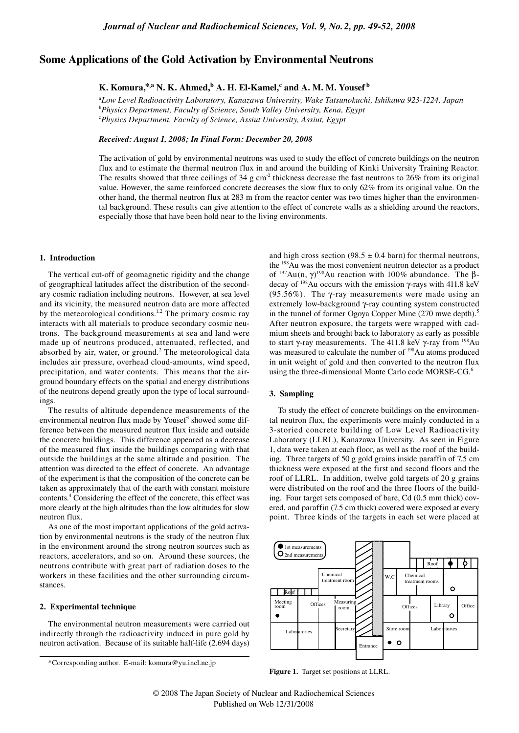# Some Applications of the Gold Activation by Environmental Neutrons

**K. Komura,*[,a] N. K. Ahmed,[b] A. H. El-Kamel,[c] and A. M. M. Yousef[b]**

[a]*Low Level Radioactivity Laboratory, Kanazawa University, Wake Tatsunokuchi, Ishikawa 923-1224, Japan*
[b]*Physics Department, Faculty of Science, South Valley University, Kena, Egypt*
[c]*Physics Department, Faculty of Science, Assiut University, Assiut, Egypt*

*Received: August 1, 2008; In Final Form: December 20, 2008*

The activation of gold by environmental neutrons was used to study the effect of concrete buildings on the neutron flux and to estimate the thermal neutron flux in and around the building of Kinki University Training Reactor. The results showed that three ceilings of 34 g cm$^{-2}$ thickness decrease the fast neutrons to 26% from its original value. However, the same reinforced concrete decreases the slow flux to only 62% from its original value. On the other hand, the thermal neutron flux at 283 m from the reactor center was two times higher than the environmental background. These results can give attention to the effect of concrete walls as a shielding around the reactors, especially those that have been hold near to the living environments.

## 1. Introduction

The vertical cut-off of geomagnetic rigidity and the change of geographical latitudes affect the distribution of the secondary cosmic radiation including neutrons. However, at sea level and its vicinity, the measured neutron data are more affected by the meteorological conditions.[1,2] The primary cosmic ray interacts with all materials to produce secondary cosmic neutrons. The background measurements at sea and land were made up of neutrons produced, attenuated, reflected, and absorbed by air, water, or ground.[2] The meteorological data includes air pressure, overhead cloud-amounts, wind speed, precipitation, and water contents. This means that the air-ground boundary effects on the spatial and energy distributions of the neutrons depend greatly upon the type of local surroundings.

The results of altitude dependence measurements of the environmental neutron flux made by Yousef[3] showed some difference between the measured neutron flux inside and outside the concrete buildings. This difference appeared as a decrease of the measured flux inside the buildings comparing with that outside the buildings at the same altitude and position. The attention was directed to the effect of concrete. An advantage of the experiment is that the composition of the concrete can be taken as approximately that of the earth with constant moisture contents.[4] Considering the effect of the concrete, this effect was more clearly at the high altitudes than the low altitudes for slow neutron flux.

As one of the most important applications of the gold activation by environmental neutrons is the study of the neutron flux in the environment around the strong neutron sources such as reactors, accelerators, and so on. Around these sources, the neutrons contribute with great part of radiation doses to the workers in these facilities and the other surrounding circumstances.

## 2. Experimental technique

The environmental neutron measurements were carried out indirectly through the radioactivity induced in pure gold by neutron activation. Because of its suitable half-life (2.694 days) and high cross section (98.5 ± 0.4 barn) for thermal neutrons, the $^{198}$Au was the most convenient neutron detector as a product of $^{197}$Au(n, γ)$^{198}$Au reaction with 100% abundance. The β-decay of $^{198}$Au occurs with the emission γ-rays with 411.8 keV (95.56%). The γ-ray measurements were made using an extremely low-background γ-ray counting system constructed in the tunnel of former Ogoya Copper Mine (270 mwe depth).[5] After neutron exposure, the targets were wrapped with cadmium sheets and brought back to laboratory as early as possible to start γ-ray measurements. The 411.8 keV γ-ray from $^{198}$Au was measured to calculate the number of $^{198}$Au atoms produced in unit weight of gold and then converted to the neutron flux using the three-dimensional Monte Carlo code MORSE-CG.[6]

## 3. Sampling

To study the effect of concrete buildings on the environmental neutron flux, the experiments were mainly conducted in a 3-storied concrete building of Low Level Radioactivity Laboratory (LLRL), Kanazawa University. As seen in Figure 1, data were taken at each floor, as well as the roof of the building. Three targets of 50 g gold grains inside paraffin of 7.5 cm thickness were exposed at the first and second floors and the roof of LLRL. In addition, twelve gold targets of 20 g grains were distributed on the roof and the three floors of the building. Four target sets composed of bare, Cd (0.5 mm thick) covered, and paraffin (7.5 cm thick) covered were exposed at every point. Three kinds of the targets in each set were placed at

**Figure 1.** Target set positions at LLRL.

*Corresponding author. E-mail: komura@yu.incl.ne.jp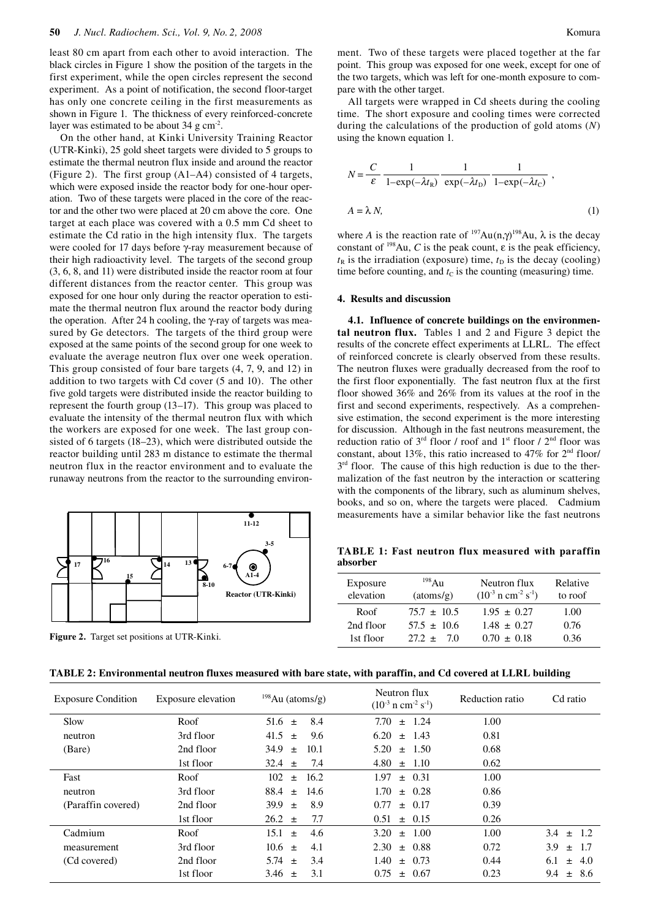least 80 cm apart from each other to avoid interaction. The black circles in Figure 1 show the position of the targets in the first experiment, while the open circles represent the second experiment. As a point of notification, the second floor-target has only one concrete ceiling in the first measurements as shown in Figure 1. The thickness of every reinforced-concrete layer was estimated to be about 34 g cm$^{-2}$.

On the other hand, at Kinki University Training Reactor (UTR-Kinki), 25 gold sheet targets were divided to 5 groups to estimate the thermal neutron flux inside and around the reactor (Figure 2). The first group (A1–A4) consisted of 4 targets, which were exposed inside the reactor body for one-hour operation. Two of these targets were placed in the core of the reactor and the other two were placed at 20 cm above the core. One target at each place was covered with a 0.5 mm Cd sheet to estimate the Cd ratio in the high intensity flux. The targets were cooled for 17 days before γ-ray measurement because of their high radioactivity level. The targets of the second group (3, 6, 8, and 11) were distributed inside the reactor room at four different distances from the reactor center. This group was exposed for one hour only during the reactor operation to estimate the thermal neutron flux around the reactor body during the operation. After 24 h cooling, the γ-ray of targets was measured by Ge detectors. The targets of the third group were exposed at the same points of the second group for one week to evaluate the average neutron flux over one week operation. This group consisted of four bare targets (4, 7, 9, and 12) in addition to two targets with Cd cover (5 and 10). The other five gold targets were distributed inside the reactor building to represent the fourth group (13–17). This group was placed to evaluate the intensity of the thermal neutron flux with which the workers are exposed for one week. The last group consisted of 6 targets (18–23), which were distributed outside the reactor building until 283 m distance to estimate the thermal neutron flux in the reactor environment and to evaluate the runaway neutrons from the reactor to the surrounding environment. Two of these targets were placed together at the far point. This group was exposed for one week, except for one of the two targets, which was left for one-month exposure to compare with the other target.

**Figure 2.** Target set positions at UTR-Kinki.

All targets were wrapped in Cd sheets during the cooling time. The short exposure and cooling times were corrected during the calculations of the production of gold atoms ($N$) using the known equation 1.

$$N = \frac{C}{\varepsilon}\,\frac{1}{1-\exp(-\lambda t_R)}\,\frac{1}{\exp(-\lambda t_D)}\,\frac{1}{1-\exp(-\lambda t_C)}\,,$$

$$A = \lambda N, \qquad (1)$$

where $A$ is the reaction rate of $^{197}$Au(n,γ)$^{198}$Au, λ is the decay constant of $^{198}$Au, $C$ is the peak count, ε is the peak efficiency, $t_R$ is the irradiation (exposure) time, $t_D$ is the decay (cooling) time before counting, and $t_C$ is the counting (measuring) time.

## 4. Results and discussion

**4.1. Influence of concrete buildings on the environmental neutron flux.** Tables 1 and 2 and Figure 3 depict the results of the concrete effect experiments at LLRL. The effect of reinforced concrete is clearly observed from these results. The neutron fluxes were gradually decreased from the roof to the first floor exponentially. The fast neutron flux at the first floor showed 36% and 26% from its values at the roof in the first and second experiments, respectively. As a comprehensive estimation, the second experiment is the more interesting for discussion. Although in the fast neutrons measurement, the reduction ratio of 3rd floor / roof and 1st floor / 2nd floor was constant, about 13%, this ratio increased to 47% for 2nd floor/ 3rd floor. The cause of this high reduction is due to the thermalization of the fast neutron by the interaction or scattering with the components of the library, such as aluminum shelves, books, and so on, where the targets were placed. Cadmium measurements have a similar behavior like the fast neutrons

**TABLE 1: Fast neutron flux measured with paraffin absorber**

| Exposure elevation | $^{198}$Au (atoms/g) | Neutron flux ($10^{-3}$ n cm$^{-2}$ s$^{-1}$) | Relative to roof |
|---|---|---|---|
| Roof | 75.7 ± 10.5 | 1.95 ± 0.27 | 1.00 |
| 2nd floor | 57.5 ± 10.6 | 1.48 ± 0.27 | 0.76 |
| 1st floor | 27.2 ± 7.0 | 0.70 ± 0.18 | 0.36 |

**TABLE 2: Environmental neutron fluxes measured with bare state, with paraffin, and Cd covered at LLRL building**

| Exposure Condition | Exposure elevation | $^{198}$Au (atoms/g) | Neutron flux ($10^{-3}$ n cm$^{-2}$ s$^{-1}$) | Reduction ratio | Cd ratio |
|---|---|---|---|---|---|
| Slow | Roof | 51.6 ± 8.4 | 7.70 ± 1.24 | 1.00 | |
| neutron | 3rd floor | 41.5 ± 9.6 | 6.20 ± 1.43 | 0.81 | |
| (Bare) | 2nd floor | 34.9 ± 10.1 | 5.20 ± 1.50 | 0.68 | |
| | 1st floor | 32.4 ± 7.4 | 4.80 ± 1.10 | 0.62 | |
| Fast | Roof | 102 ± 16.2 | 1.97 ± 0.31 | 1.00 | |
| neutron | 3rd floor | 88.4 ± 14.6 | 1.70 ± 0.28 | 0.86 | |
| (Paraffin covered) | 2nd floor | 39.9 ± 8.9 | 0.77 ± 0.17 | 0.39 | |
| | 1st floor | 26.2 ± 7.7 | 0.51 ± 0.15 | 0.26 | |
| Cadmium | Roof | 15.1 ± 4.6 | 3.20 ± 1.00 | 1.00 | 3.4 ± 1.2 |
| measurement | 3rd floor | 10.6 ± 4.1 | 2.30 ± 0.88 | 0.72 | 3.9 ± 1.7 |
| (Cd covered) | 2nd floor | 5.74 ± 3.4 | 1.40 ± 0.73 | 0.44 | 6.1 ± 4.0 |
| | 1st floor | 3.46 ± 3.1 | 0.75 ± 0.67 | 0.23 | 9.4 ± 8.6 |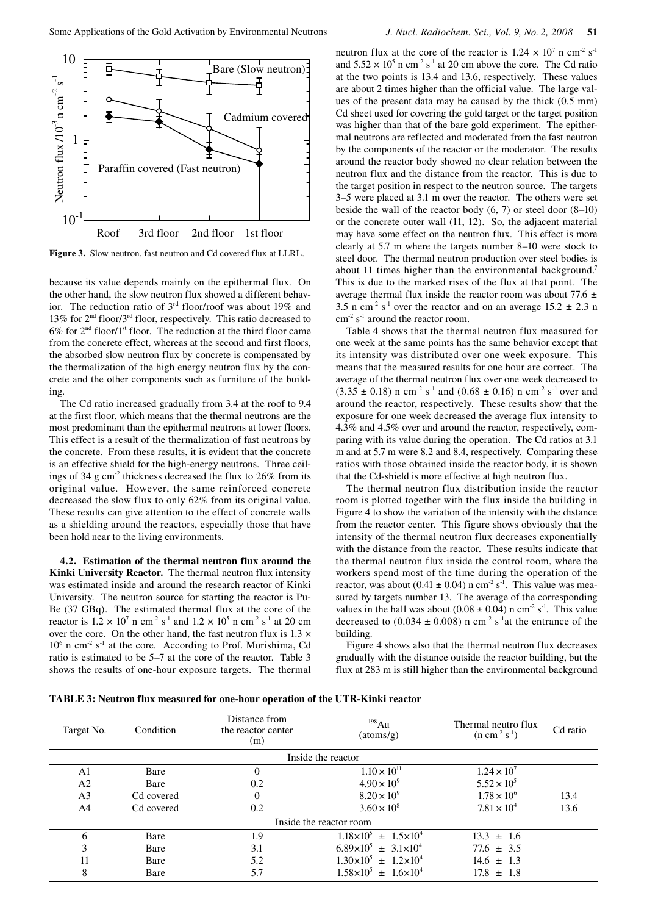**Figure 3.** Slow neutron, fast neutron and Cd covered flux at LLRL.

because its value depends mainly on the epithermal flux. On the other hand, the slow neutron flux showed a different behavior. The reduction ratio of 3rd floor/roof was about 19% and 13% for 2nd floor/3rd floor, respectively. This ratio decreased to 6% for 2nd floor/1st floor. The reduction at the third floor came from the concrete effect, whereas at the second and first floors, the absorbed slow neutron flux by concrete is compensated by the thermalization of the high energy neutron flux by the concrete and the other components such as furniture of the building.

The Cd ratio increased gradually from 3.4 at the roof to 9.4 at the first floor, which means that the thermal neutrons are the most predominant than the epithermal neutrons at lower floors. This effect is a result of the thermalization of fast neutrons by the concrete. From these results, it is evident that the concrete is an effective shield for the high-energy neutrons. Three ceilings of 34 g $cm^{-2}$ thickness decreased the flux to 26% from its original value. However, the same reinforced concrete decreased the slow flux to only 62% from its original value. These results can give attention to the effect of concrete walls as a shielding around the reactors, especially those that have been hold near to the living environments.

**4.2. Estimation of the thermal neutron flux around the Kinki University Reactor.** The thermal neutron flux intensity was estimated inside and around the research reactor of Kinki University. The neutron source for starting the reactor is Pu-Be (37 GBq). The estimated thermal flux at the core of the reactor is $1.2 \times 10^7$ n $cm^{-2}$ $s^{-1}$ and $1.2 \times 10^5$ n $cm^{-2}$ $s^{-1}$ at 20 cm over the core. On the other hand, the fast neutron flux is $1.3 \times 10^6$ n $cm^{-2}$ $s^{-1}$ at the core. According to Prof. Morishima, Cd ratio is estimated to be 5–7 at the core of the reactor. Table 3 shows the results of one-hour exposure targets. The thermal neutron flux at the core of the reactor is $1.24 \times 10^7$ n $cm^{-2}$ $s^{-1}$ and $5.52 \times 10^5$ n $cm^{-2}$ $s^{-1}$ at 20 cm above the core. The Cd ratio at the two points is 13.4 and 13.6, respectively. These values are about 2 times higher than the official value. The large values of the present data may be caused by the thick (0.5 mm) Cd sheet used for covering the gold target or the target position was higher than that of the bare gold experiment. The epithermal neutrons are reflected and moderated from the fast neutron by the components of the reactor or the moderator. The results around the reactor body showed no clear relation between the neutron flux and the distance from the reactor. This is due to the target position in respect to the neutron source. The targets 3–5 were placed at 3.1 m over the reactor. The others were set beside the wall of the reactor body (6, 7) or steel door (8–10) or the concrete outer wall (11, 12). So, the adjacent material may have some effect on the neutron flux. This effect is more clearly at 5.7 m where the targets number 8–10 were stock to steel door. The thermal neutron production over steel bodies is about 11 times higher than the environmental background.[7] This is due to the marked rises of the flux at that point. The average thermal flux inside the reactor room was about 77.6 ± 3.5 n $cm^{-2}$ $s^{-1}$ over the reactor and on an average 15.2 ± 2.3 n $cm^{-2}$ $s^{-1}$ around the reactor room.

Table 4 shows that the thermal neutron flux measured for one week at the same points has the same behavior except that its intensity was distributed over one week exposure. This means that the measured results for one hour are correct. The average of the thermal neutron flux over one week decreased to (3.35 ± 0.18) n $cm^{-2}$ $s^{-1}$ and (0.68 ± 0.16) n $cm^{-2}$ $s^{-1}$ over and around the reactor, respectively. These results show that the exposure for one week decreased the average flux intensity to 4.3% and 4.5% over and around the reactor, respectively, comparing with its value during the operation. The Cd ratios at 3.1 m and at 5.7 m were 8.2 and 8.4, respectively. Comparing these ratios with those obtained inside the reactor body, it is shown that the Cd-shield is more effective at high neutron flux.

The thermal neutron flux distribution inside the reactor room is plotted together with the flux inside the building in Figure 4 to show the variation of the intensity with the distance from the reactor center. This figure shows obviously that the intensity of the thermal neutron flux decreases exponentially with the distance from the reactor. These results indicate that the thermal neutron flux inside the control room, where the workers spend most of the time during the operation of the reactor, was about (0.41 ± 0.04) n $cm^{-2}$ $s^{-1}$. This value was measured by targets number 13. The average of the corresponding values in the hall was about (0.08 ± 0.04) n $cm^{-2}$ $s^{-1}$. This value decreased to (0.034 ± 0.008) n $cm^{-2}$ $s^{-1}$at the entrance of the building.

Figure 4 shows also that the thermal neutron flux decreases gradually with the distance outside the reactor building, but the flux at 283 m is still higher than the environmental background

**TABLE 3: Neutron flux measured for one-hour operation of the UTR-Kinki reactor**

| Target No. | Condition | Distance from the reactor center (m) | $^{198}$Au (atoms/g) | Thermal neutro flux (n $cm^{-2}$ $s^{-1}$) | Cd ratio |
|---|---|---|---|---|---|
| Inside the reactor | | | | | |
| A1 | Bare | 0 | $1.10 \times 10^{11}$ | $1.24 \times 10^7$ | |
| A2 | Bare | 0.2 | $4.90 \times 10^9$ | $5.52 \times 10^5$ | |
| A3 | Cd covered | 0 | $8.20 \times 10^9$ | $1.78 \times 10^6$ | 13.4 |
| A4 | Cd covered | 0.2 | $3.60 \times 10^8$ | $7.81 \times 10^4$ | 13.6 |
| Inside the reactor room | | | | | |
| 6 | Bare | 1.9 | $1.18 \times 10^5 \pm 1.5 \times 10^4$ | 13.3 ± 1.6 | |
| 3 | Bare | 3.1 | $6.89 \times 10^5 \pm 3.1 \times 10^4$ | 77.6 ± 3.5 | |
| 11 | Bare | 5.2 | $1.30 \times 10^5 \pm 1.2 \times 10^4$ | 14.6 ± 1.3 | |
| 8 | Bare | 5.7 | $1.58 \times 10^5 \pm 1.6 \times 10^4$ | 17.8 ± 1.8 | |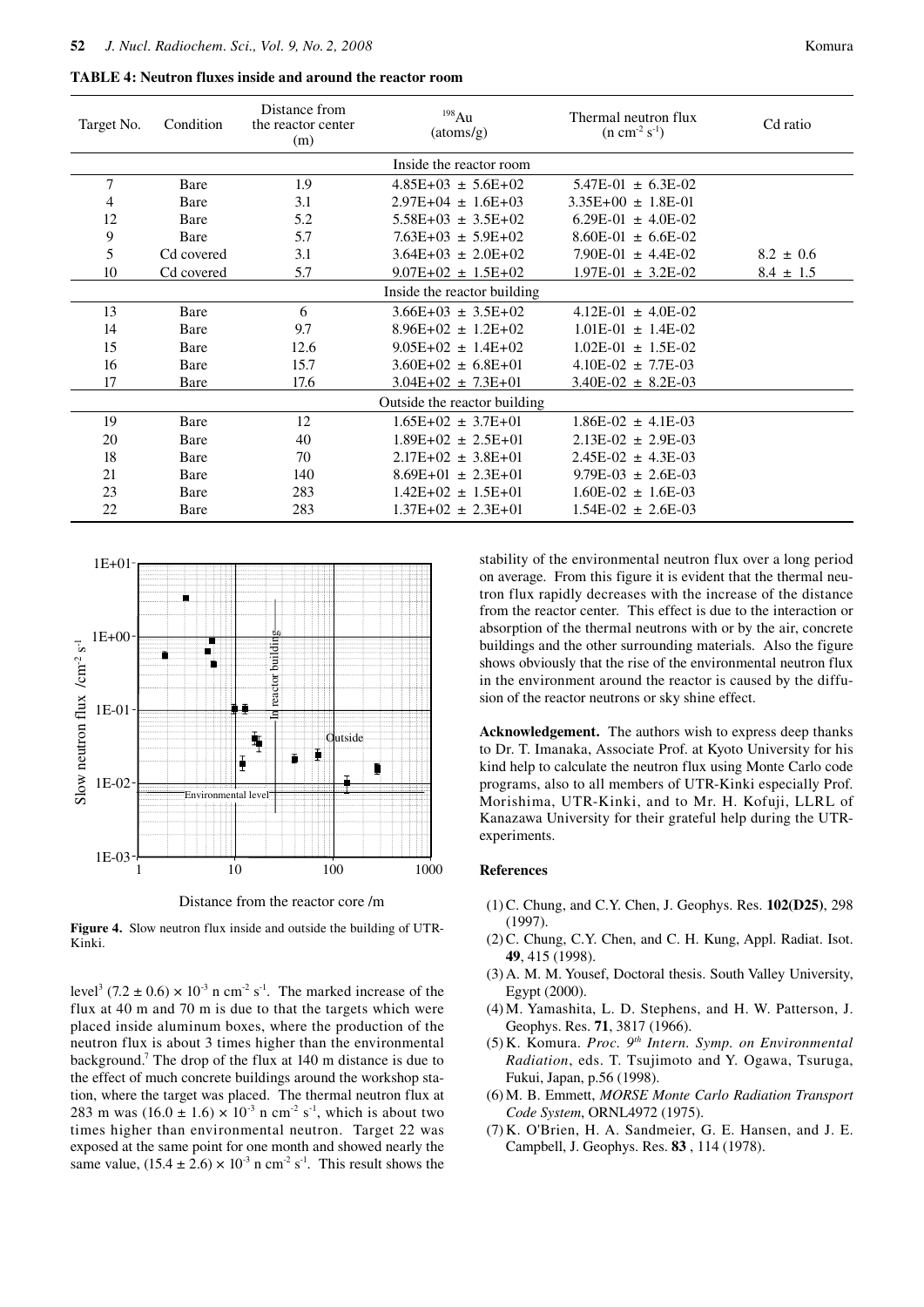**TABLE 4: Neutron fluxes inside and around the reactor room**

| Target No. | Condition | Distance from the reactor center (m) | $^{198}$Au (atoms/g) | Thermal neutron flux (n cm$^{-2}$ s$^{-1}$) | Cd ratio |
|---|---|---|---|---|---|
| | | | Inside the reactor room | | |
| 7 | Bare | 1.9 | 4.85E+03 ± 5.6E+02 | 5.47E-01 ± 6.3E-02 | |
| 4 | Bare | 3.1 | 2.97E+04 ± 1.6E+03 | 3.35E+00 ± 1.8E-01 | |
| 12 | Bare | 5.2 | 5.58E+03 ± 3.5E+02 | 6.29E-01 ± 4.0E-02 | |
| 9 | Bare | 5.7 | 7.63E+03 ± 5.9E+02 | 8.60E-01 ± 6.6E-02 | |
| 5 | Cd covered | 3.1 | 3.64E+03 ± 2.0E+02 | 7.90E-01 ± 4.4E-02 | 8.2 ± 0.6 |
| 10 | Cd covered | 5.7 | 9.07E+02 ± 1.5E+02 | 1.97E-01 ± 3.2E-02 | 8.4 ± 1.5 |
| | | | Inside the reactor building | | |
| 13 | Bare | 6 | 3.66E+03 ± 3.5E+02 | 4.12E-01 ± 4.0E-02 | |
| 14 | Bare | 9.7 | 8.96E+02 ± 1.2E+02 | 1.01E-01 ± 1.4E-02 | |
| 15 | Bare | 12.6 | 9.05E+02 ± 1.4E+02 | 1.02E-01 ± 1.5E-02 | |
| 16 | Bare | 15.7 | 3.60E+02 ± 6.8E+01 | 4.10E-02 ± 7.7E-03 | |
| 17 | Bare | 17.6 | 3.04E+02 ± 7.3E+01 | 3.40E-02 ± 8.2E-03 | |
| | | | Outside the reactor building | | |
| 19 | Bare | 12 | 1.65E+02 ± 3.7E+01 | 1.86E-02 ± 4.1E-03 | |
| 20 | Bare | 40 | 1.89E+02 ± 2.5E+01 | 2.13E-02 ± 2.9E-03 | |
| 18 | Bare | 70 | 2.17E+02 ± 3.8E+01 | 2.45E-02 ± 4.3E-03 | |
| 21 | Bare | 140 | 8.69E+01 ± 2.3E+01 | 9.79E-03 ± 2.6E-03 | |
| 23 | Bare | 283 | 1.42E+02 ± 1.5E+01 | 1.60E-02 ± 1.6E-03 | |
| 22 | Bare | 283 | 1.37E+02 ± 2.3E+01 | 1.54E-02 ± 2.6E-03 | |

Slow neutron flux /cm$^{-2}$ s$^{-1}$

1E+01
1E+00
1E-01
1E-02
1E-03

In reactor building
Outside
Environmental level

1
10
100
1000

Distance from the reactor core /m

**Figure 4.** Slow neutron flux inside and outside the building of UTR-Kinki.

level[3] $(7.2 \pm 0.6) \times 10^{-3}$ n cm$^{-2}$ s$^{-1}$. The marked increase of the flux at 40 m and 70 m is due to that the targets which were placed inside aluminum boxes, where the production of the neutron flux is about 3 times higher than the environmental background.[7] The drop of the flux at 140 m distance is due to the effect of much concrete buildings around the workshop station, where the target was placed. The thermal neutron flux at 283 m was $(16.0 \pm 1.6) \times 10^{-3}$ n cm$^{-2}$ s$^{-1}$, which is about two times higher than environmental neutron. Target 22 was exposed at the same point for one month and showed nearly the same value, $(15.4 \pm 2.6) \times 10^{-3}$ n cm$^{-2}$ s$^{-1}$. This result shows the stability of the environmental neutron flux over a long period on average. From this figure it is evident that the thermal neutron flux rapidly decreases with the increase of the distance from the reactor center. This effect is due to the interaction or absorption of the thermal neutrons with or by the air, concrete buildings and the other surrounding materials. Also the figure shows obviously that the rise of the environmental neutron flux in the environment around the reactor is caused by the diffusion of the reactor neutrons or sky shine effect.

**Acknowledgement.** The authors wish to express deep thanks to Dr. T. Imanaka, Associate Prof. at Kyoto University for his kind help to calculate the neutron flux using Monte Carlo code programs, also to all members of UTR-Kinki especially Prof. Morishima, UTR-Kinki, and to Mr. H. Kofuji, LLRL of Kanazawa University for their grateful help during the UTR-experiments.

## References

(1) C. Chung, and C.Y. Chen, J. Geophys. Res. **102(D25)**, 298 (1997).

(2) C. Chung, C.Y. Chen, and C. H. Kung, Appl. Radiat. Isot. **49**, 415 (1998).

(3) A. M. M. Yousef, Doctoral thesis. South Valley University, Egypt (2000).

(4) M. Yamashita, L. D. Stephens, and H. W. Patterson, J. Geophys. Res. **71**, 3817 (1966).

(5) K. Komura. *Proc. 9th Intern. Symp. on Environmental Radiation*, eds. T. Tsujimoto and Y. Ogawa, Tsuruga, Fukui, Japan, p.56 (1998).

(6) M. B. Emmett, *MORSE Monte Carlo Radiation Transport Code System*, ORNL4972 (1975).

(7) K. O'Brien, H. A. Sandmeier, G. E. Hansen, and J. E. Campbell, J. Geophys. Res. **83** , 114 (1978).